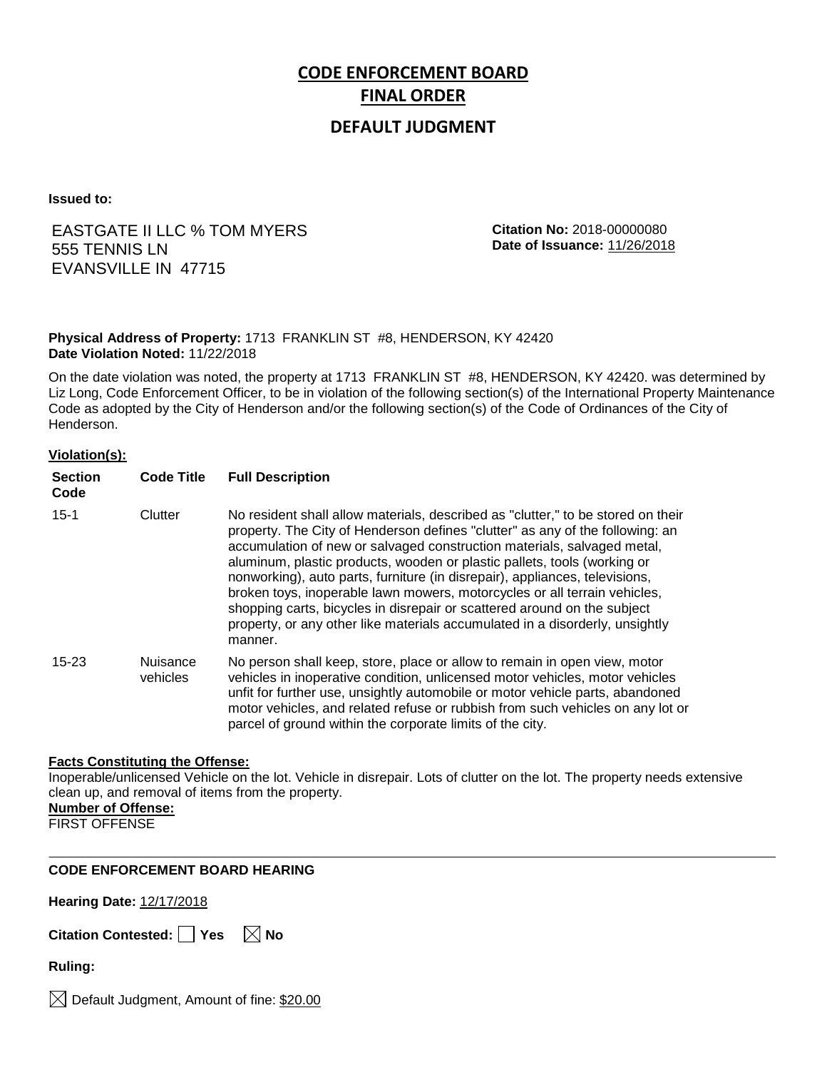# CODE ENFORCEMENT BOARD
# FINAL ORDER

## DEFAULT JUDGMENT

**Issued to:**

EASTGATE II LLC % TOM MYERS
555 TENNIS LN
EVANSVILLE IN 47715

**Citation No:** 2018-00000080
**Date of Issuance:** 11/26/2018

**Physical Address of Property:** 1713 FRANKLIN ST #8, HENDERSON, KY 42420
**Date Violation Noted:** 11/22/2018

On the date violation was noted, the property at 1713 FRANKLIN ST #8, HENDERSON, KY 42420. was determined by Liz Long, Code Enforcement Officer, to be in violation of the following section(s) of the International Property Maintenance Code as adopted by the City of Henderson and/or the following section(s) of the Code of Ordinances of the City of Henderson.

**Violation(s):**

| Section Code | Code Title | Full Description |
|---|---|---|
| 15-1 | Clutter | No resident shall allow materials, described as "clutter," to be stored on their property. The City of Henderson defines "clutter" as any of the following: an accumulation of new or salvaged construction materials, salvaged metal, aluminum, plastic products, wooden or plastic pallets, tools (working or nonworking), auto parts, furniture (in disrepair), appliances, televisions, broken toys, inoperable lawn mowers, motorcycles or all terrain vehicles, shopping carts, bicycles in disrepair or scattered around on the subject property, or any other like materials accumulated in a disorderly, unsightly manner. |
| 15-23 | Nuisance vehicles | No person shall keep, store, place or allow to remain in open view, motor vehicles in inoperative condition, unlicensed motor vehicles, motor vehicles unfit for further use, unsightly automobile or motor vehicle parts, abandoned motor vehicles, and related refuse or rubbish from such vehicles on any lot or parcel of ground within the corporate limits of the city. |

**Facts Constituting the Offense:**
Inoperable/unlicensed Vehicle on the lot. Vehicle in disrepair. Lots of clutter on the lot. The property needs extensive clean up, and removal of items from the property.

**Number of Offense:**
FIRST OFFENSE

---

**CODE ENFORCEMENT BOARD HEARING**

**Hearing Date:** 12/17/2018

**Citation Contested:** ☐ Yes ☒ No

**Ruling:**

☒ Default Judgment, Amount of fine: $20.00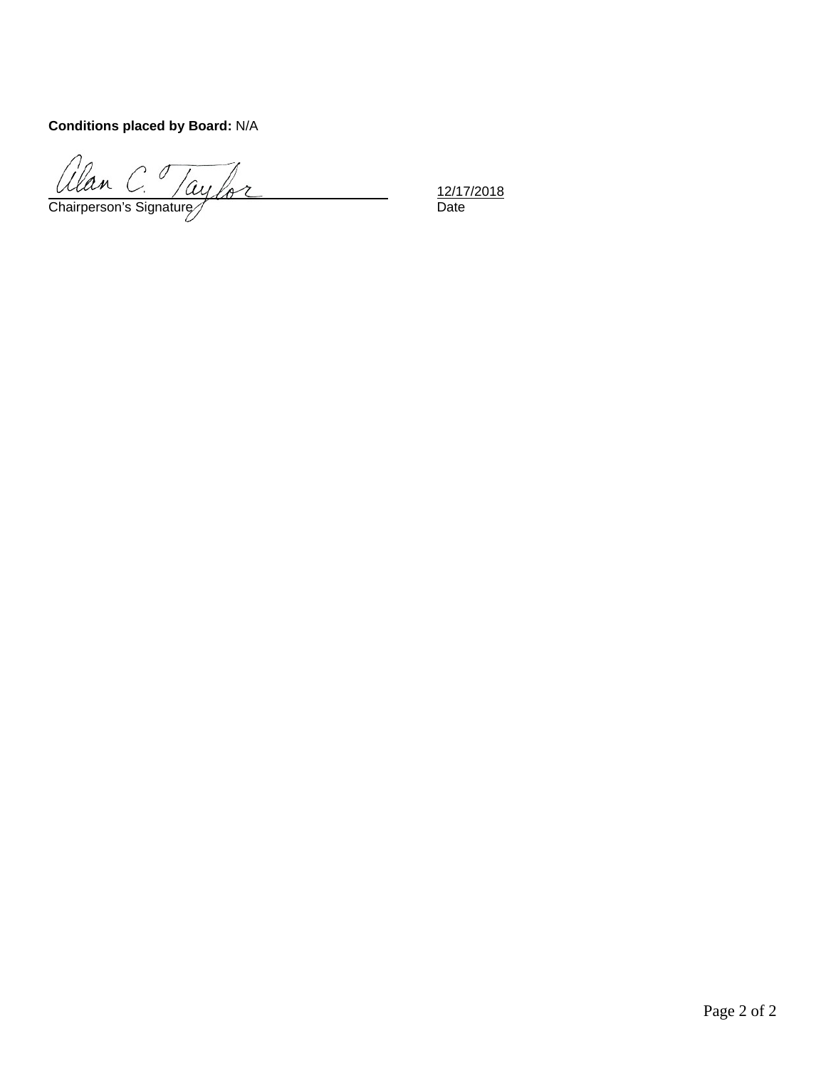**Conditions placed by Board:** N/A

Alan C. Taylor

Chairperson's Signature

12/17/2018

Date